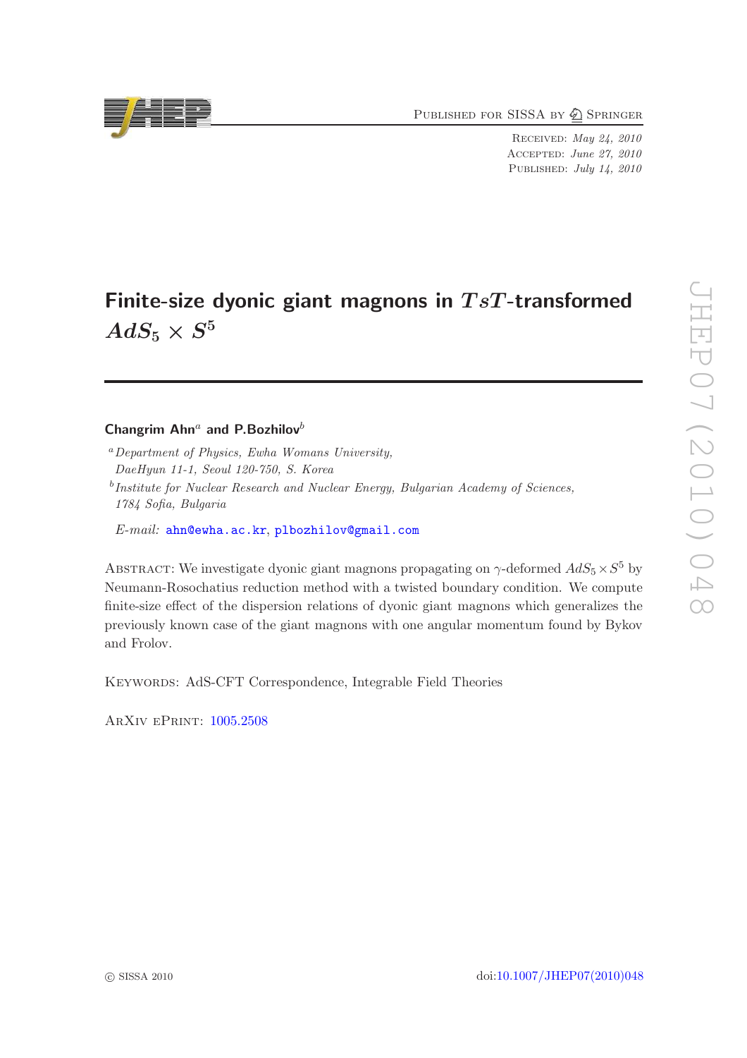Published for SISSA by Springer

Received: *May 24, 2010*
Accepted: *June 27, 2010*
Published: *July 14, 2010*

# Finite-size dyonic giant magnons in $TsT$-transformed $AdS_5 \times S^5$

**Changrim Ahn**[a] **and P.Bozhilov**[b]

[a] *Department of Physics, Ewha Womans University, DaeHyun 11-1, Seoul 120-750, S. Korea*

[b] *Institute for Nuclear Research and Nuclear Energy, Bulgarian Academy of Sciences, 1784 Sofia, Bulgaria*

*E-mail:* ahn@ewha.ac.kr, plbozhilov@gmail.com

Abstract: We investigate dyonic giant magnons propagating on $\gamma$-deformed $AdS_5 \times S^5$ by Neumann-Rosochatius reduction method with a twisted boundary condition. We compute finite-size effect of the dispersion relations of dyonic giant magnons which generalizes the previously known case of the giant magnons with one angular momentum found by Bykov and Frolov.

Keywords: AdS-CFT Correspondence, Integrable Field Theories

ArXiv ePrint: 1005.2508

© SISSA 2010

doi:10.1007/JHEP07(2010)048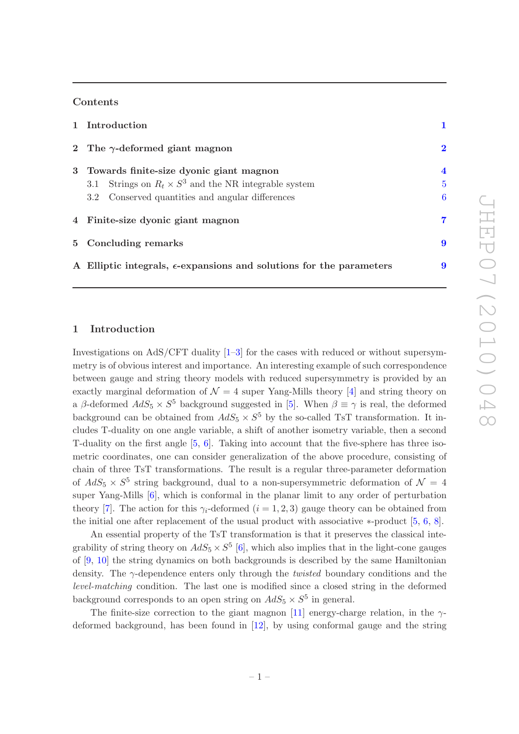## Contents

1 Introduction 1

2 The $\gamma$-deformed giant magnon 2

3 Towards finite-size dyonic giant magnon 4
- 3.1 Strings on $R_t \times S^3$ and the NR integrable system 5
- 3.2 Conserved quantities and angular differences 6

4 Finite-size dyonic giant magnon 7

5 Concluding remarks 9

A Elliptic integrals, $\epsilon$-expansions and solutions for the parameters 9

# 1 Introduction

Investigations on AdS/CFT duality [1–3] for the cases with reduced or without supersymmetry is of obvious interest and importance. An interesting example of such correspondence between gauge and string theory models with reduced supersymmetry is provided by an exactly marginal deformation of $\mathcal{N} = 4$ super Yang-Mills theory [4] and string theory on a $\beta$-deformed $AdS_5 \times S^5$ background suggested in [5]. When $\beta \equiv \gamma$ is real, the deformed background can be obtained from $AdS_5 \times S^5$ by the so-called TsT transformation. It includes T-duality on one angle variable, a shift of another isometry variable, then a second T-duality on the first angle [5, 6]. Taking into account that the five-sphere has three isometric coordinates, one can consider generalization of the above procedure, consisting of chain of three TsT transformations. The result is a regular three-parameter deformation of $AdS_5 \times S^5$ string background, dual to a non-supersymmetric deformation of $\mathcal{N} = 4$ super Yang-Mills [6], which is conformal in the planar limit to any order of perturbation theory [7]. The action for this $\gamma_i$-deformed ($i = 1, 2, 3$) gauge theory can be obtained from the initial one after replacement of the usual product with associative $*$-product [5, 6, 8].

An essential property of the TsT transformation is that it preserves the classical integrability of string theory on $AdS_5 \times S^5$ [6], which also implies that in the light-cone gauges of [9, 10] the string dynamics on both backgrounds is described by the same Hamiltonian density. The $\gamma$-dependence enters only through the *twisted* boundary conditions and the *level-matching* condition. The last one is modified since a closed string in the deformed background corresponds to an open string on $AdS_5 \times S^5$ in general.

The finite-size correction to the giant magnon [11] energy-charge relation, in the $\gamma$-deformed background, has been found in [12], by using conformal gauge and the string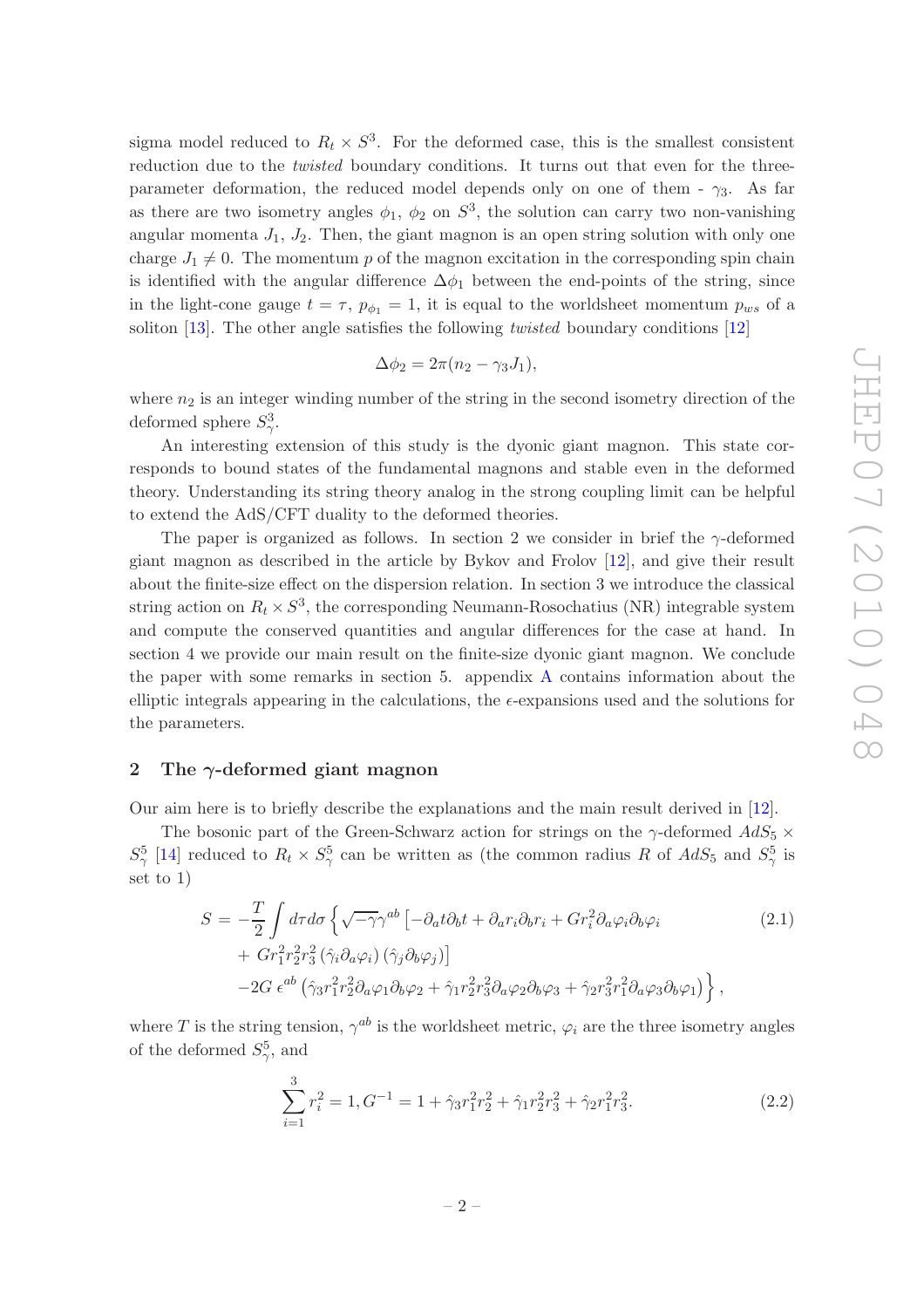sigma model reduced to $R_t \times S^3$. For the deformed case, this is the smallest consistent reduction due to the *twisted* boundary conditions. It turns out that even for the three-parameter deformation, the reduced model depends only on one of them - $\gamma_3$. As far as there are two isometry angles $\phi_1$, $\phi_2$ on $S^3$, the solution can carry two non-vanishing angular momenta $J_1$, $J_2$. Then, the giant magnon is an open string solution with only one charge $J_1 \neq 0$. The momentum $p$ of the magnon excitation in the corresponding spin chain is identified with the angular difference $\Delta\phi_1$ between the end-points of the string, since in the light-cone gauge $t = \tau$, $p_{\phi_1} = 1$, it is equal to the worldsheet momentum $p_{ws}$ of a soliton [13]. The other angle satisfies the following *twisted* boundary conditions [12]

$$\Delta\phi_2 = 2\pi(n_2 - \gamma_3 J_1),$$

where $n_2$ is an integer winding number of the string in the second isometry direction of the deformed sphere $S^3_\gamma$.

An interesting extension of this study is the dyonic giant magnon. This state corresponds to bound states of the fundamental magnons and stable even in the deformed theory. Understanding its string theory analog in the strong coupling limit can be helpful to extend the AdS/CFT duality to the deformed theories.

The paper is organized as follows. In section 2 we consider in brief the $\gamma$-deformed giant magnon as described in the article by Bykov and Frolov [12], and give their result about the finite-size effect on the dispersion relation. In section 3 we introduce the classical string action on $R_t \times S^3$, the corresponding Neumann-Rosochatius (NR) integrable system and compute the conserved quantities and angular differences for the case at hand. In section 4 we provide our main result on the finite-size dyonic giant magnon. We conclude the paper with some remarks in section 5. appendix A contains information about the elliptic integrals appearing in the calculations, the $\epsilon$-expansions used and the solutions for the parameters.

## 2 The $\gamma$-deformed giant magnon

Our aim here is to briefly describe the explanations and the main result derived in [12].

The bosonic part of the Green-Schwarz action for strings on the $\gamma$-deformed $AdS_5 \times S^5_\gamma$ [14] reduced to $R_t \times S^5_\gamma$ can be written as (the common radius $R$ of $AdS_5$ and $S^5_\gamma$ is set to 1)

$$\begin{aligned} S = -\frac{T}{2}\int d\tau d\sigma \Big\{ &\sqrt{-\gamma}\gamma^{ab}\left[-\partial_a t\partial_b t + \partial_a r_i \partial_b r_i + G r_i^2 \partial_a\varphi_i\partial_b\varphi_i \right. \\ &\left. + \, G r_1^2 r_2^2 r_3^2 \left(\hat{\gamma}_i \partial_a\varphi_i\right)\left(\hat{\gamma}_j\partial_b\varphi_j\right)\right] \\ &-2G\,\epsilon^{ab}\left(\hat{\gamma}_3 r_1^2 r_2^2 \partial_a\varphi_1\partial_b\varphi_2 + \hat{\gamma}_1 r_2^2 r_3^2\partial_a\varphi_2\partial_b\varphi_3 + \hat{\gamma}_2 r_3^2 r_1^2 \partial_a\varphi_3\partial_b\varphi_1\right)\Big\}, \end{aligned} \tag{2.1}$$

where $T$ is the string tension, $\gamma^{ab}$ is the worldsheet metric, $\varphi_i$ are the three isometry angles of the deformed $S^5_\gamma$, and

$$\sum_{i=1}^{3} r_i^2 = 1, G^{-1} = 1 + \hat{\gamma}_3 r_1^2 r_2^2 + \hat{\gamma}_1 r_2^2 r_3^2 + \hat{\gamma}_2 r_1^2 r_3^2. \tag{2.2}$$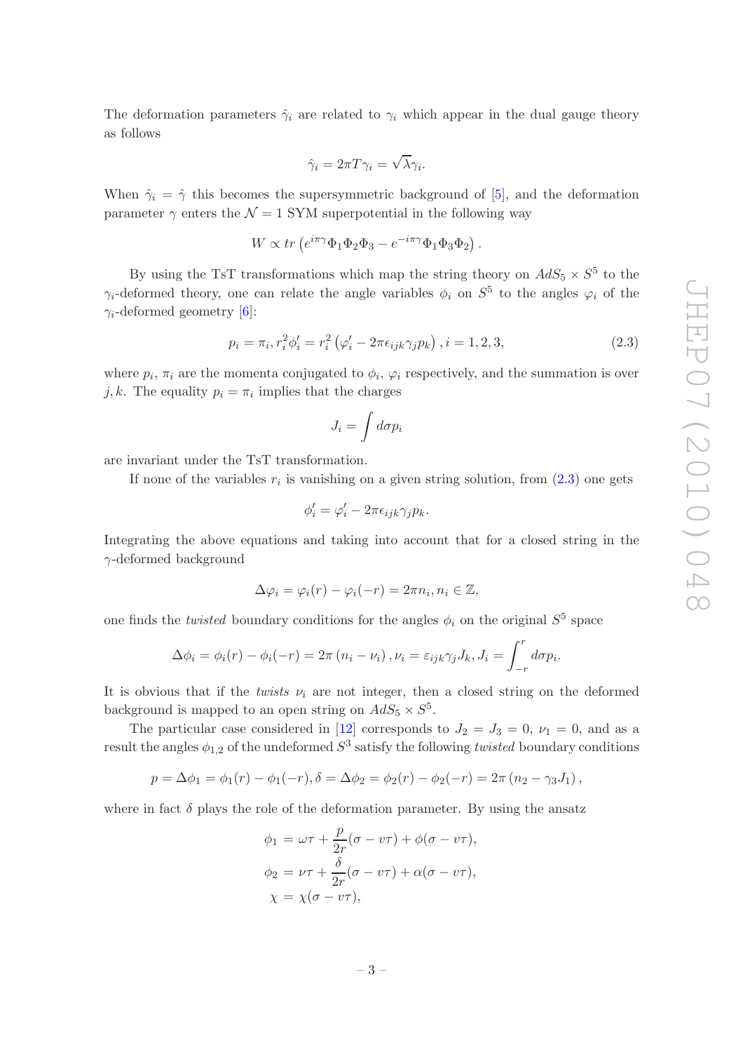The deformation parameters $\hat{\gamma}_i$ are related to $\gamma_i$ which appear in the dual gauge theory as follows

$$\hat{\gamma}_i = 2\pi T \gamma_i = \sqrt{\lambda}\gamma_i.$$

When $\hat{\gamma}_i = \hat{\gamma}$ this becomes the supersymmetric background of [5], and the deformation parameter $\gamma$ enters the $\mathcal{N} = 1$ SYM superpotential in the following way

$$W \propto tr\left(e^{i\pi\gamma}\Phi_1\Phi_2\Phi_3 - e^{-i\pi\gamma}\Phi_1\Phi_3\Phi_2\right).$$

By using the TsT transformations which map the string theory on $AdS_5 \times S^5$ to the $\gamma_i$-deformed theory, one can relate the angle variables $\phi_i$ on $S^5$ to the angles $\varphi_i$ of the $\gamma_i$-deformed geometry [6]:

$$p_i = \pi_i, r_i^2 \phi_i' = r_i^2\left(\varphi_i' - 2\pi\epsilon_{ijk}\gamma_j p_k\right), i = 1, 2, 3, \tag{2.3}$$

where $p_i$, $\pi_i$ are the momenta conjugated to $\phi_i$, $\varphi_i$ respectively, and the summation is over $j, k$. The equality $p_i = \pi_i$ implies that the charges

$$J_i = \int d\sigma p_i$$

are invariant under the TsT transformation.

If none of the variables $r_i$ is vanishing on a given string solution, from (2.3) one gets

$$\phi_i' = \varphi_i' - 2\pi\epsilon_{ijk}\gamma_j p_k.$$

Integrating the above equations and taking into account that for a closed string in the $\gamma$-deformed background

$$\Delta\varphi_i = \varphi_i(r) - \varphi_i(-r) = 2\pi n_i, n_i \in \mathbb{Z},$$

one finds the *twisted* boundary conditions for the angles $\phi_i$ on the original $S^5$ space

$$\Delta\phi_i = \phi_i(r) - \phi_i(-r) = 2\pi\left(n_i - \nu_i\right), \nu_i = \varepsilon_{ijk}\gamma_j J_k, J_i = \int_{-r}^{r} d\sigma p_i.$$

It is obvious that if the *twists* $\nu_i$ are not integer, then a closed string on the deformed background is mapped to an open string on $AdS_5 \times S^5$.

The particular case considered in [12] corresponds to $J_2 = J_3 = 0$, $\nu_1 = 0$, and as a result the angles $\phi_{1,2}$ of the undeformed $S^3$ satisfy the following *twisted* boundary conditions

$$p = \Delta\phi_1 = \phi_1(r) - \phi_1(-r), \delta = \Delta\phi_2 = \phi_2(r) - \phi_2(-r) = 2\pi\left(n_2 - \gamma_3 J_1\right),$$

where in fact $\delta$ plays the role of the deformation parameter. By using the ansatz

$$\begin{aligned}
\phi_1 &= \omega\tau + \frac{p}{2r}(\sigma - v\tau) + \phi(\sigma - v\tau), \\
\phi_2 &= \nu\tau + \frac{\delta}{2r}(\sigma - v\tau) + \alpha(\sigma - v\tau), \\
\chi &= \chi(\sigma - v\tau),
\end{aligned}$$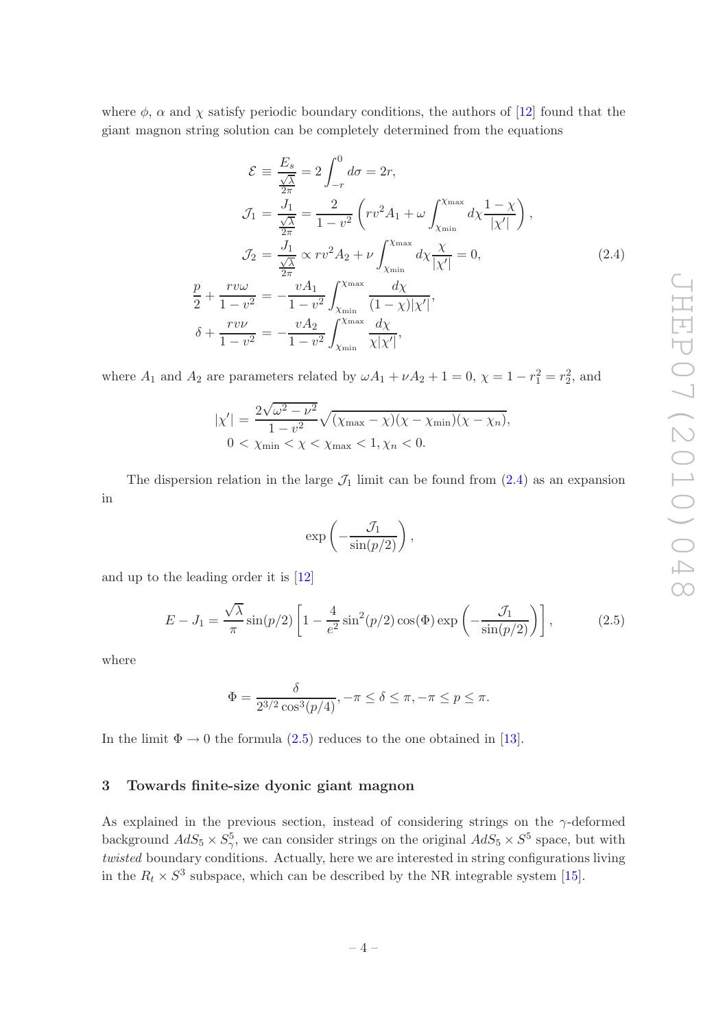where $\phi$, $\alpha$ and $\chi$ satisfy periodic boundary conditions, the authors of [12] found that the giant magnon string solution can be completely determined from the equations

$$
\begin{aligned}
\mathcal{E} &\equiv \frac{E_s}{\frac{\sqrt{\lambda}}{2\pi}} = 2\int_{-r}^{0} d\sigma = 2r, \\
\mathcal{J}_1 &= \frac{J_1}{\frac{\sqrt{\lambda}}{2\pi}} = \frac{2}{1-v^2}\left(rv^2 A_1 + \omega\int_{\chi_{\min}}^{\chi_{\max}} d\chi \frac{1-\chi}{|\chi'|}\right), \\
\mathcal{J}_2 &= \frac{J_1}{\frac{\sqrt{\lambda}}{2\pi}} \propto rv^2 A_2 + \nu\int_{\chi_{\min}}^{\chi_{\max}} d\chi \frac{\chi}{|\chi'|} = 0, \\
\frac{p}{2} + \frac{rv\omega}{1-v^2} &= -\frac{vA_1}{1-v^2}\int_{\chi_{\min}}^{\chi_{\max}} \frac{d\chi}{(1-\chi)|\chi'|}, \\
\delta + \frac{rv\nu}{1-v^2} &= -\frac{vA_2}{1-v^2}\int_{\chi_{\min}}^{\chi_{\max}} \frac{d\chi}{\chi|\chi'|},
\end{aligned}
\tag{2.4}
$$

where $A_1$ and $A_2$ are parameters related by $\omega A_1 + \nu A_2 + 1 = 0$, $\chi = 1 - r_1^2 = r_2^2$, and

$$
|\chi'| = \frac{2\sqrt{\omega^2-\nu^2}}{1-v^2}\sqrt{(\chi_{\max}-\chi)(\chi-\chi_{\min})(\chi-\chi_n)},
$$
$$
0 < \chi_{\min} < \chi < \chi_{\max} < 1, \chi_n < 0.
$$

The dispersion relation in the large $\mathcal{J}_1$ limit can be found from (2.4) as an expansion in

$$
\exp\left(-\frac{\mathcal{J}_1}{\sin(p/2)}\right),
$$

and up to the leading order it is [12]

$$
E - J_1 = \frac{\sqrt{\lambda}}{\pi}\sin(p/2)\left[1 - \frac{4}{e^2}\sin^2(p/2)\cos(\Phi)\exp\left(-\frac{\mathcal{J}_1}{\sin(p/2)}\right)\right], \tag{2.5}
$$

where

$$
\Phi = \frac{\delta}{2^{3/2}\cos^3(p/4)}, -\pi \le \delta \le \pi, -\pi \le p \le \pi.
$$

In the limit $\Phi \to 0$ the formula (2.5) reduces to the one obtained in [13].

## 3 Towards finite-size dyonic giant magnon

As explained in the previous section, instead of considering strings on the $\gamma$-deformed background $AdS_5 \times S^5_\gamma$, we can consider strings on the original $AdS_5 \times S^5$ space, but with *twisted* boundary conditions. Actually, here we are interested in string configurations living in the $R_t \times S^3$ subspace, which can be described by the NR integrable system [15].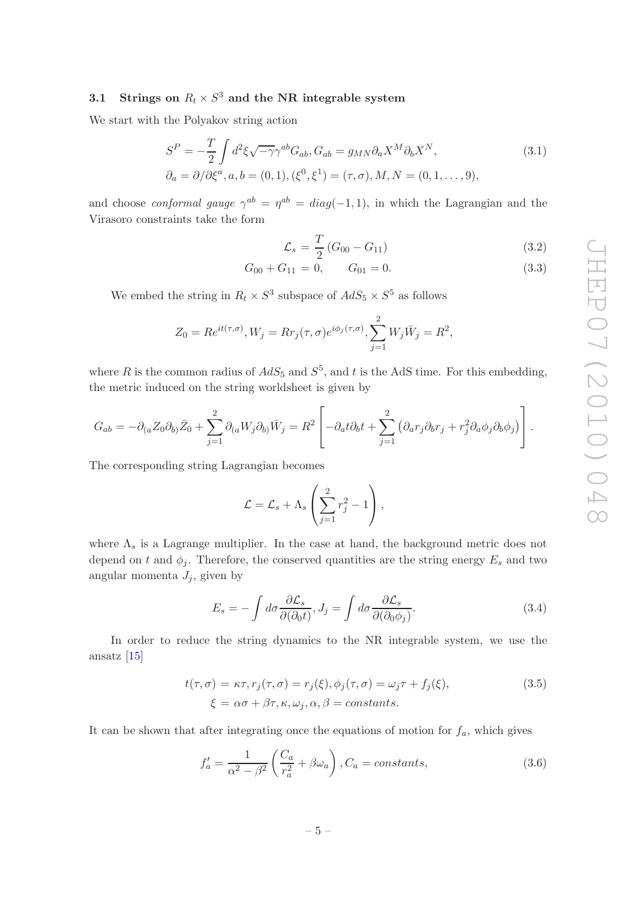### 3.1 Strings on $R_t \times S^3$ and the NR integrable system

We start with the Polyakov string action

$$
\begin{aligned}
S^P &= -\frac{T}{2}\int d^2\xi\sqrt{-\gamma}\gamma^{ab}G_{ab}, G_{ab} = g_{MN}\partial_a X^M\partial_b X^N, \\
\partial_a &= \partial/\partial\xi^a, a, b = (0,1), (\xi^0,\xi^1) = (\tau,\sigma), M, N = (0,1,\ldots,9),
\end{aligned}
\tag{3.1}
$$

and choose *conformal gauge* $\gamma^{ab} = \eta^{ab} = diag(-1,1)$, in which the Lagrangian and the Virasoro constraints take the form

$$
\mathcal{L}_s = \frac{T}{2}\left(G_{00} - G_{11}\right) \tag{3.2}
$$

$$
G_{00} + G_{11} = 0, \qquad G_{01} = 0. \tag{3.3}
$$

We embed the string in $R_t \times S^3$ subspace of $AdS_5 \times S^5$ as follows

$$
Z_0 = Re^{it(\tau,\sigma)}, W_j = Rr_j(\tau,\sigma)e^{i\phi_j(\tau,\sigma)}, \sum_{j=1}^{2} W_j\bar{W}_j = R^2,
$$

where $R$ is the common radius of $AdS_5$ and $S^5$, and $t$ is the AdS time. For this embedding, the metric induced on the string worldsheet is given by

$$
G_{ab} = -\partial_{(a}Z_0\partial_{b)}\bar{Z}_0 + \sum_{j=1}^{2}\partial_{(a}W_j\partial_{b)}\bar{W}_j = R^2\left[-\partial_a t\partial_b t + \sum_{j=1}^{2}\left(\partial_a r_j\partial_b r_j + r_j^2\partial_a\phi_j\partial_b\phi_j\right)\right].
$$

The corresponding string Lagrangian becomes

$$
\mathcal{L} = \mathcal{L}_s + \Lambda_s\left(\sum_{j=1}^{2} r_j^2 - 1\right),
$$

where $\Lambda_s$ is a Lagrange multiplier. In the case at hand, the background metric does not depend on $t$ and $\phi_j$. Therefore, the conserved quantities are the string energy $E_s$ and two angular momenta $J_j$, given by

$$
E_s = -\int d\sigma\frac{\partial\mathcal{L}_s}{\partial(\partial_0 t)}, J_j = \int d\sigma\frac{\partial\mathcal{L}_s}{\partial(\partial_0\phi_j)}. \tag{3.4}
$$

In order to reduce the string dynamics to the NR integrable system, we use the ansatz [15]

$$
\begin{aligned}
t(\tau,\sigma) &= \kappa\tau, r_j(\tau,\sigma) = r_j(\xi), \phi_j(\tau,\sigma) = \omega_j\tau + f_j(\xi), \\
\xi &= \alpha\sigma + \beta\tau, \kappa, \omega_j, \alpha, \beta = constants.
\end{aligned}
\tag{3.5}
$$

It can be shown that after integrating once the equations of motion for $f_a$, which gives

$$
f_a' = \frac{1}{\alpha^2 - \beta^2}\left(\frac{C_a}{r_a^2} + \beta\omega_a\right), C_a = constants, \tag{3.6}
$$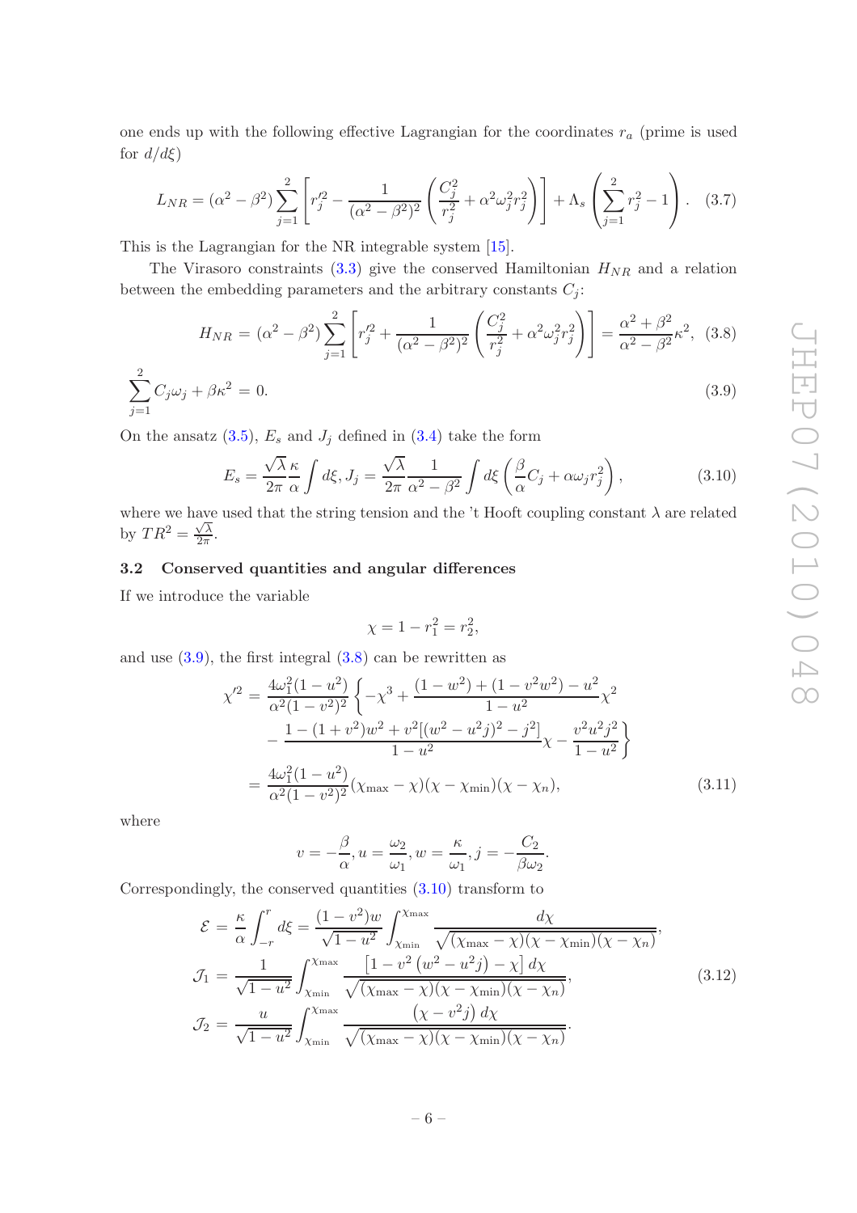one ends up with the following effective Lagrangian for the coordinates $r_a$ (prime is used for $d/d\xi$)

$$L_{NR} = (\alpha^2 - \beta^2)\sum_{j=1}^{2}\left[r_j'^2 - \frac{1}{(\alpha^2-\beta^2)^2}\left(\frac{C_j^2}{r_j^2} + \alpha^2\omega_j^2 r_j^2\right)\right] + \Lambda_s\left(\sum_{j=1}^{2} r_j^2 - 1\right). \quad (3.7)$$

This is the Lagrangian for the NR integrable system [15].

The Virasoro constraints (3.3) give the conserved Hamiltonian $H_{NR}$ and a relation between the embedding parameters and the arbitrary constants $C_j$:

$$H_{NR} = (\alpha^2 - \beta^2)\sum_{j=1}^{2}\left[r_j'^2 + \frac{1}{(\alpha^2-\beta^2)^2}\left(\frac{C_j^2}{r_j^2} + \alpha^2\omega_j^2 r_j^2\right)\right] = \frac{\alpha^2+\beta^2}{\alpha^2-\beta^2}\kappa^2, \quad (3.8)$$

$$\sum_{j=1}^{2} C_j\omega_j + \beta\kappa^2 = 0. \quad (3.9)$$

On the ansatz (3.5), $E_s$ and $J_j$ defined in (3.4) take the form

$$E_s = \frac{\sqrt{\lambda}}{2\pi}\frac{\kappa}{\alpha}\int d\xi, J_j = \frac{\sqrt{\lambda}}{2\pi}\frac{1}{\alpha^2-\beta^2}\int d\xi\left(\frac{\beta}{\alpha}C_j + \alpha\omega_j r_j^2\right), \quad (3.10)$$

where we have used that the string tension and the 't Hooft coupling constant $\lambda$ are related by $TR^2 = \frac{\sqrt{\lambda}}{2\pi}$.

### 3.2 Conserved quantities and angular differences

If we introduce the variable

$$\chi = 1 - r_1^2 = r_2^2,$$

and use (3.9), the first integral (3.8) can be rewritten as

$$\begin{aligned}
\chi'^2 &= \frac{4\omega_1^2(1-u^2)}{\alpha^2(1-v^2)^2}\left\{-\chi^3 + \frac{(1-w^2)+(1-v^2w^2)-u^2}{1-u^2}\chi^2\right. \\
&\quad \left. - \frac{1-(1+v^2)w^2+v^2[(w^2-u^2j)^2-j^2]}{1-u^2}\chi - \frac{v^2u^2j^2}{1-u^2}\right\} \\
&= \frac{4\omega_1^2(1-u^2)}{\alpha^2(1-v^2)^2}(\chi_{\max}-\chi)(\chi-\chi_{\min})(\chi-\chi_n),
\end{aligned} \quad (3.11)$$

where

$$v = -\frac{\beta}{\alpha}, u = \frac{\omega_2}{\omega_1}, w = \frac{\kappa}{\omega_1}, j = -\frac{C_2}{\beta\omega_2}.$$

Correspondingly, the conserved quantities (3.10) transform to

$$\begin{aligned}
\mathcal{E} &= \frac{\kappa}{\alpha}\int_{-r}^{r} d\xi = \frac{(1-v^2)w}{\sqrt{1-u^2}}\int_{\chi_{\min}}^{\chi_{\max}}\frac{d\chi}{\sqrt{(\chi_{\max}-\chi)(\chi-\chi_{\min})(\chi-\chi_n)}}, \\
\mathcal{J}_1 &= \frac{1}{\sqrt{1-u^2}}\int_{\chi_{\min}}^{\chi_{\max}}\frac{\left[1-v^2\left(w^2-u^2j\right)-\chi\right]d\chi}{\sqrt{(\chi_{\max}-\chi)(\chi-\chi_{\min})(\chi-\chi_n)}}, \\
\mathcal{J}_2 &= \frac{u}{\sqrt{1-u^2}}\int_{\chi_{\min}}^{\chi_{\max}}\frac{\left(\chi-v^2j\right)d\chi}{\sqrt{(\chi_{\max}-\chi)(\chi-\chi_{\min})(\chi-\chi_n)}}.
\end{aligned} \quad (3.12)$$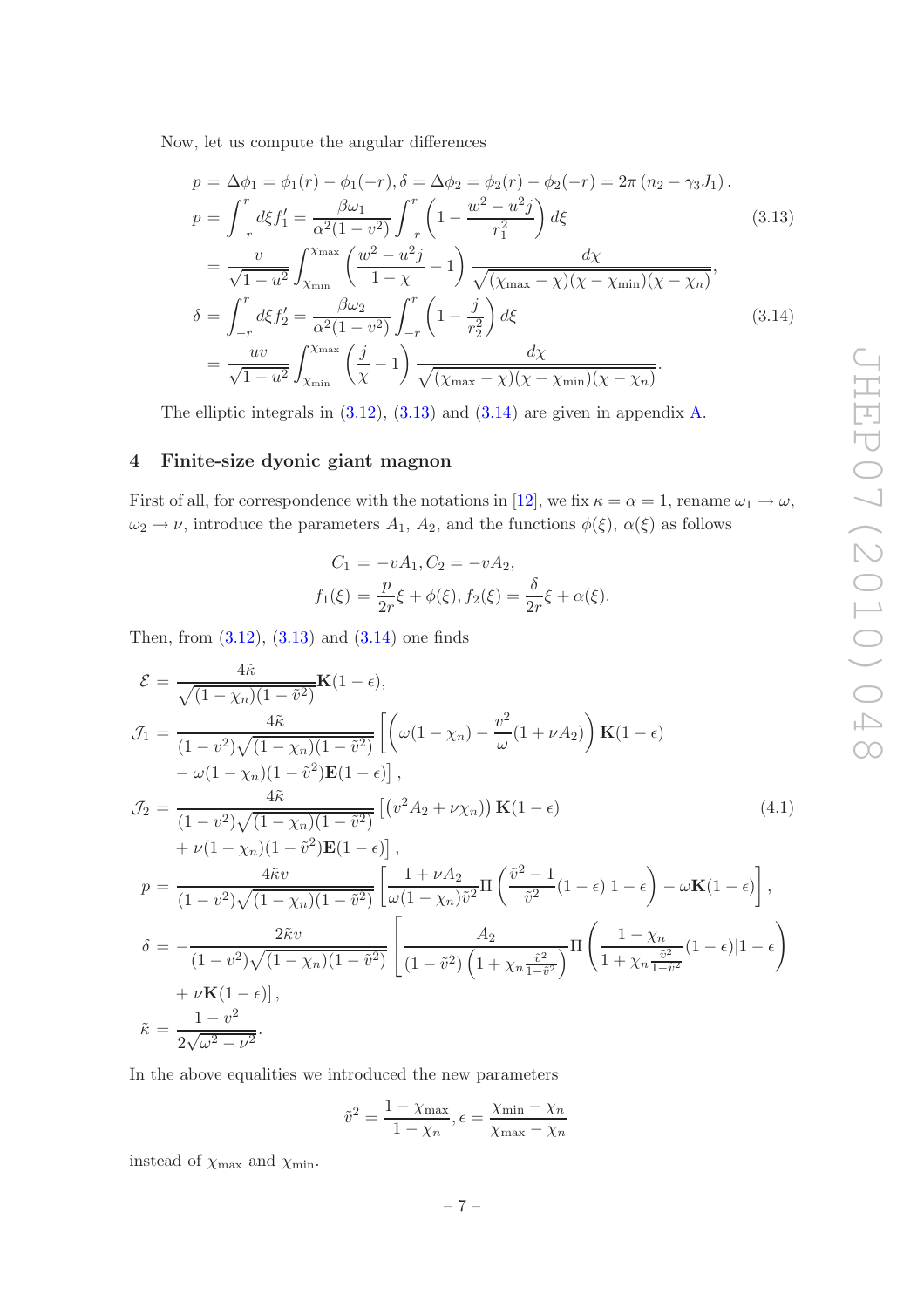Now, let us compute the angular differences

$$
\begin{aligned}
p &= \Delta\phi_1 = \phi_1(r) - \phi_1(-r), \delta = \Delta\phi_2 = \phi_2(r) - \phi_2(-r) = 2\pi\left(n_2 - \gamma_3 J_1\right). \\
p &= \int_{-r}^{r} d\xi f_1' = \frac{\beta\omega_1}{\alpha^2(1-v^2)}\int_{-r}^{r}\left(1 - \frac{w^2 - u^2 j}{r_1^2}\right)d\xi \qquad (3.13)\\
&= \frac{v}{\sqrt{1-u^2}}\int_{\chi_{\min}}^{\chi_{\max}}\left(\frac{w^2 - u^2 j}{1-\chi} - 1\right)\frac{d\chi}{\sqrt{(\chi_{\max}-\chi)(\chi-\chi_{\min})(\chi-\chi_n)}}, \\
\delta &= \int_{-r}^{r} d\xi f_2' = \frac{\beta\omega_2}{\alpha^2(1-v^2)}\int_{-r}^{r}\left(1 - \frac{j}{r_2^2}\right)d\xi \qquad (3.14)\\
&= \frac{uv}{\sqrt{1-u^2}}\int_{\chi_{\min}}^{\chi_{\max}}\left(\frac{j}{\chi} - 1\right)\frac{d\chi}{\sqrt{(\chi_{\max}-\chi)(\chi-\chi_{\min})(\chi-\chi_n)}}.
\end{aligned}
$$

The elliptic integrals in (3.12), (3.13) and (3.14) are given in appendix A.

## 4 Finite-size dyonic giant magnon

First of all, for correspondence with the notations in [12], we fix $\kappa = \alpha = 1$, rename $\omega_1 \to \omega$, $\omega_2 \to \nu$, introduce the parameters $A_1$, $A_2$, and the functions $\phi(\xi)$, $\alpha(\xi)$ as follows

$$
C_1 = -vA_1, C_2 = -vA_2,
$$
$$
f_1(\xi) = \frac{p}{2r}\xi + \phi(\xi), f_2(\xi) = \frac{\delta}{2r}\xi + \alpha(\xi).
$$

Then, from (3.12), (3.13) and (3.14) one finds

$$
\begin{aligned}
\mathcal{E} &= \frac{4\tilde{\kappa}}{\sqrt{(1-\chi_n)(1-\tilde{v}^2)}}\mathbf{K}(1-\epsilon), \\
\mathcal{J}_1 &= \frac{4\tilde{\kappa}}{(1-v^2)\sqrt{(1-\chi_n)(1-\tilde{v}^2)}}\left[\left(\omega(1-\chi_n) - \frac{v^2}{\omega}(1+\nu A_2)\right)\mathbf{K}(1-\epsilon)\right. \\
&\quad \left. - \omega(1-\chi_n)(1-\tilde{v}^2)\mathbf{E}(1-\epsilon)\right], \\
\mathcal{J}_2 &= \frac{4\tilde{\kappa}}{(1-v^2)\sqrt{(1-\chi_n)(1-\tilde{v}^2)}}\left[\left(v^2 A_2 + \nu\chi_n\right)\mathbf{K}(1-\epsilon)\right. \qquad (4.1)\\
&\quad \left. + \nu(1-\chi_n)(1-\tilde{v}^2)\mathbf{E}(1-\epsilon)\right], \\
p &= \frac{4\tilde{\kappa}v}{(1-v^2)\sqrt{(1-\chi_n)(1-\tilde{v}^2)}}\left[\frac{1+\nu A_2}{\omega(1-\chi_n)\tilde{v}^2}\Pi\left(\frac{\tilde{v}^2-1}{\tilde{v}^2}(1-\epsilon)|1-\epsilon\right) - \omega\mathbf{K}(1-\epsilon)\right], \\
\delta &= -\frac{2\tilde{\kappa}v}{(1-v^2)\sqrt{(1-\chi_n)(1-\tilde{v}^2)}}\left[\frac{A_2}{(1-\tilde{v}^2)\left(1+\chi_n\frac{\tilde{v}^2}{1-\tilde{v}^2}\right)}\Pi\left(\frac{1-\chi_n}{1+\chi_n\frac{\tilde{v}^2}{1-\tilde{v}^2}}(1-\epsilon)|1-\epsilon\right)\right. \\
&\quad \left. + \nu\mathbf{K}(1-\epsilon)\right], \\
\tilde{\kappa} &= \frac{1-v^2}{2\sqrt{\omega^2-\nu^2}}.
\end{aligned}
$$

In the above equalities we introduced the new parameters

$$
\tilde{v}^2 = \frac{1-\chi_{\max}}{1-\chi_n}, \epsilon = \frac{\chi_{\min}-\chi_n}{\chi_{\max}-\chi_n}
$$

instead of $\chi_{\max}$ and $\chi_{\min}$.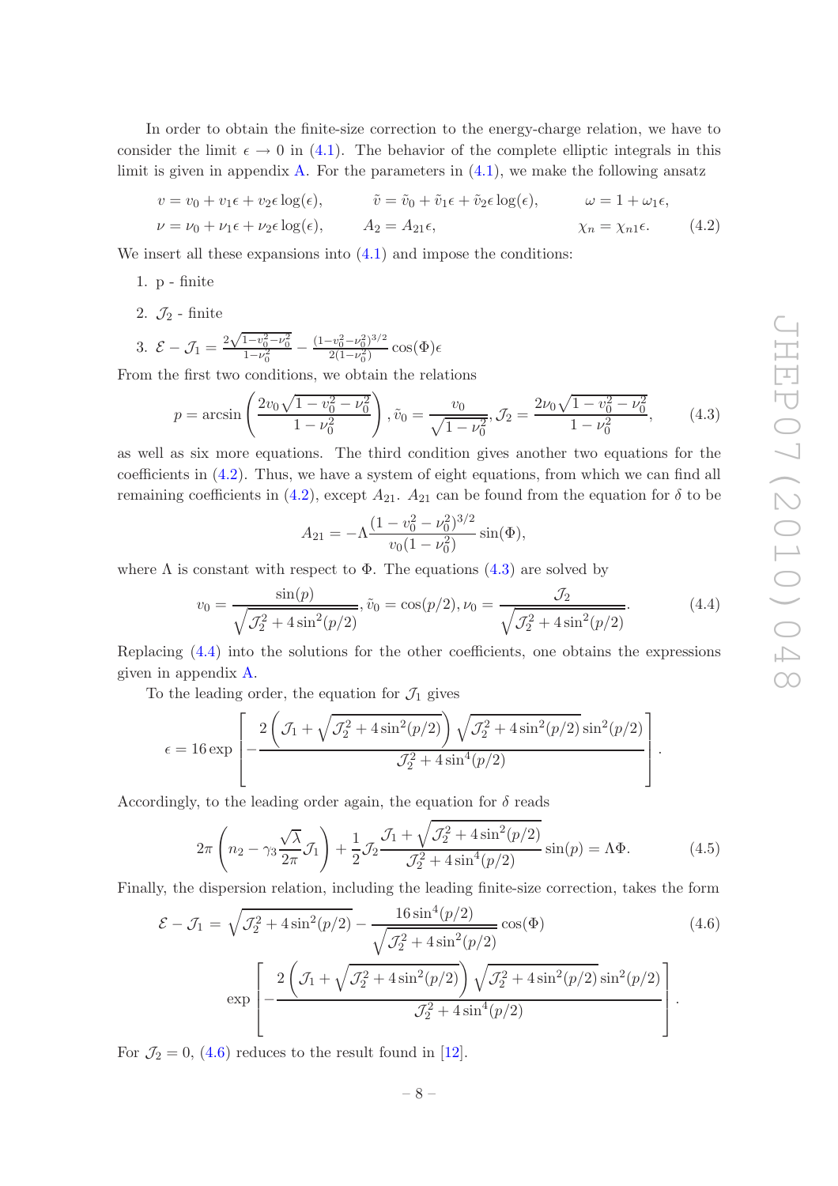In order to obtain the finite-size correction to the energy-charge relation, we have to consider the limit $\epsilon \to 0$ in (4.1). The behavior of the complete elliptic integrals in this limit is given in appendix A. For the parameters in (4.1), we make the following ansatz

$$
\begin{aligned}
&v = v_0 + v_1\epsilon + v_2\epsilon\log(\epsilon), \qquad &&\tilde{v} = \tilde{v}_0 + \tilde{v}_1\epsilon + \tilde{v}_2\epsilon\log(\epsilon), \qquad &&\omega = 1 + \omega_1\epsilon,\\
&\nu = \nu_0 + \nu_1\epsilon + \nu_2\epsilon\log(\epsilon), \qquad &&A_2 = A_{21}\epsilon, &&\chi_n = \chi_{n1}\epsilon.
\end{aligned} \tag{4.2}
$$

We insert all these expansions into (4.1) and impose the conditions:

1. p - finite
2. $\mathcal{J}_2$ - finite
3. $\mathcal{E} - \mathcal{J}_1 = \frac{2\sqrt{1-v_0^2-\nu_0^2}}{1-\nu_0^2} - \frac{(1-v_0^2-\nu_0^2)^{3/2}}{2(1-\nu_0^2)}\cos(\Phi)\epsilon$

From the first two conditions, we obtain the relations

$$
p = \arcsin\left(\frac{2v_0\sqrt{1-v_0^2-\nu_0^2}}{1-\nu_0^2}\right), \tilde{v}_0 = \frac{v_0}{\sqrt{1-\nu_0^2}}, \mathcal{J}_2 = \frac{2\nu_0\sqrt{1-v_0^2-\nu_0^2}}{1-\nu_0^2}, \tag{4.3}
$$

as well as six more equations. The third condition gives another two equations for the coefficients in (4.2). Thus, we have a system of eight equations, from which we can find all remaining coefficients in (4.2), except $A_{21}$. $A_{21}$ can be found from the equation for $\delta$ to be

$$
A_{21} = -\Lambda\frac{(1-v_0^2-\nu_0^2)^{3/2}}{v_0(1-\nu_0^2)}\sin(\Phi),
$$

where $\Lambda$ is constant with respect to $\Phi$. The equations (4.3) are solved by

$$
v_0 = \frac{\sin(p)}{\sqrt{\mathcal{J}_2^2 + 4\sin^2(p/2)}}, \tilde{v}_0 = \cos(p/2), \nu_0 = \frac{\mathcal{J}_2}{\sqrt{\mathcal{J}_2^2 + 4\sin^2(p/2)}}. \tag{4.4}
$$

Replacing (4.4) into the solutions for the other coefficients, one obtains the expressions given in appendix A.

To the leading order, the equation for $\mathcal{J}_1$ gives

$$
\epsilon = 16\exp\left[-\frac{2\left(\mathcal{J}_1 + \sqrt{\mathcal{J}_2^2 + 4\sin^2(p/2)}\right)\sqrt{\mathcal{J}_2^2 + 4\sin^2(p/2)}\sin^2(p/2)}{\mathcal{J}_2^2 + 4\sin^4(p/2)}\right].
$$

Accordingly, to the leading order again, the equation for $\delta$ reads

$$
2\pi\left(n_2 - \gamma_3\frac{\sqrt{\lambda}}{2\pi}\mathcal{J}_1\right) + \frac{1}{2}\mathcal{J}_2\frac{\mathcal{J}_1 + \sqrt{\mathcal{J}_2^2 + 4\sin^2(p/2)}}{\mathcal{J}_2^2 + 4\sin^4(p/2)}\sin(p) = \Lambda\Phi. \tag{4.5}
$$

Finally, the dispersion relation, including the leading finite-size correction, takes the form

$$
\begin{aligned}
\mathcal{E} - \mathcal{J}_1 = &\sqrt{\mathcal{J}_2^2 + 4\sin^2(p/2)} - \frac{16\sin^4(p/2)}{\sqrt{\mathcal{J}_2^2 + 4\sin^2(p/2)}}\cos(\Phi)\\
&\exp\left[-\frac{2\left(\mathcal{J}_1 + \sqrt{\mathcal{J}_2^2 + 4\sin^2(p/2)}\right)\sqrt{\mathcal{J}_2^2 + 4\sin^2(p/2)}\sin^2(p/2)}{\mathcal{J}_2^2 + 4\sin^4(p/2)}\right].
\end{aligned} \tag{4.6}
$$

For $\mathcal{J}_2 = 0$, (4.6) reduces to the result found in [12].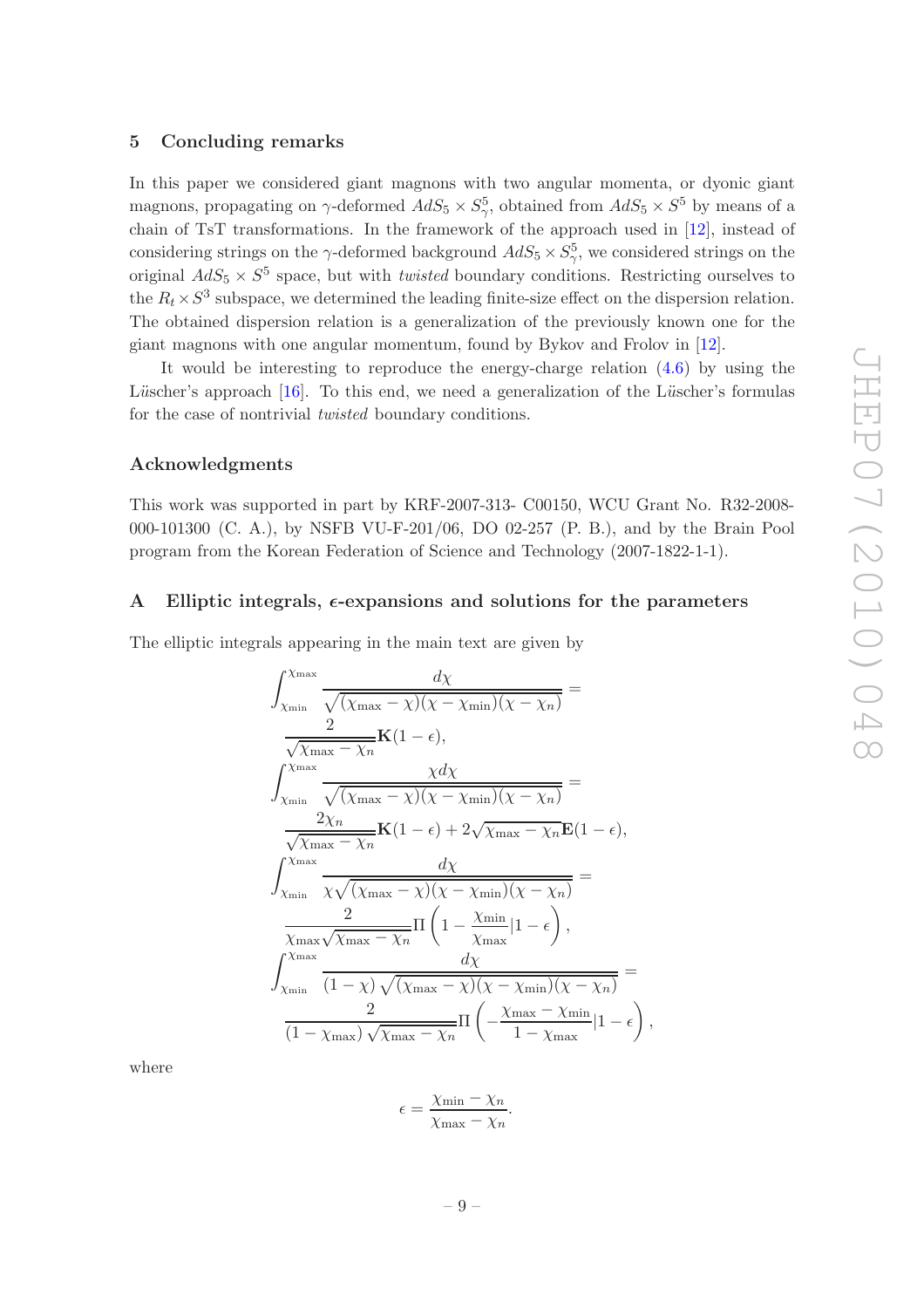## 5 Concluding remarks

In this paper we considered giant magnons with two angular momenta, or dyonic giant magnons, propagating on $\gamma$-deformed $AdS_5 \times S^5_\gamma$, obtained from $AdS_5 \times S^5$ by means of a chain of TsT transformations. In the framework of the approach used in [12], instead of considering strings on the $\gamma$-deformed background $AdS_5 \times S^5_\gamma$, we considered strings on the original $AdS_5 \times S^5$ space, but with *twisted* boundary conditions. Restricting ourselves to the $R_t \times S^3$ subspace, we determined the leading finite-size effect on the dispersion relation. The obtained dispersion relation is a generalization of the previously known one for the giant magnons with one angular momentum, found by Bykov and Frolov in [12].

It would be interesting to reproduce the energy-charge relation (4.6) by using the Lüscher's approach [16]. To this end, we need a generalization of the Lüscher's formulas for the case of nontrivial *twisted* boundary conditions.

### Acknowledgments

This work was supported in part by KRF-2007-313- C00150, WCU Grant No. R32-2008-000-101300 (C. A.), by NSFB VU-F-201/06, DO 02-257 (P. B.), and by the Brain Pool program from the Korean Federation of Science and Technology (2007-1822-1-1).

## A Elliptic integrals, $\epsilon$-expansions and solutions for the parameters

The elliptic integrals appearing in the main text are given by

$$\int_{\chi_{\rm min}}^{\chi_{\rm max}} \frac{d\chi}{\sqrt{(\chi_{\rm max}-\chi)(\chi-\chi_{\rm min})(\chi-\chi_n)}} = \frac{2}{\sqrt{\chi_{\rm max}-\chi_n}}\mathbf{K}(1-\epsilon),$$

$$\int_{\chi_{\rm min}}^{\chi_{\rm max}} \frac{\chi d\chi}{\sqrt{(\chi_{\rm max}-\chi)(\chi-\chi_{\rm min})(\chi-\chi_n)}} = \frac{2\chi_n}{\sqrt{\chi_{\rm max}-\chi_n}}\mathbf{K}(1-\epsilon)+2\sqrt{\chi_{\rm max}-\chi_n}\mathbf{E}(1-\epsilon),$$

$$\int_{\chi_{\rm min}}^{\chi_{\rm max}} \frac{d\chi}{\chi\sqrt{(\chi_{\rm max}-\chi)(\chi-\chi_{\rm min})(\chi-\chi_n)}} = \frac{2}{\chi_{\rm max}\sqrt{\chi_{\rm max}-\chi_n}}\Pi\left(1-\frac{\chi_{\rm min}}{\chi_{\rm max}}|1-\epsilon\right),$$

$$\int_{\chi_{\rm min}}^{\chi_{\rm max}} \frac{d\chi}{(1-\chi)\sqrt{(\chi_{\rm max}-\chi)(\chi-\chi_{\rm min})(\chi-\chi_n)}} = \frac{2}{(1-\chi_{\rm max})\sqrt{\chi_{\rm max}-\chi_n}}\Pi\left(-\frac{\chi_{\rm max}-\chi_{\rm min}}{1-\chi_{\rm max}}|1-\epsilon\right),$$

where

$$\epsilon = \frac{\chi_{\rm min}-\chi_n}{\chi_{\rm max}-\chi_n}.$$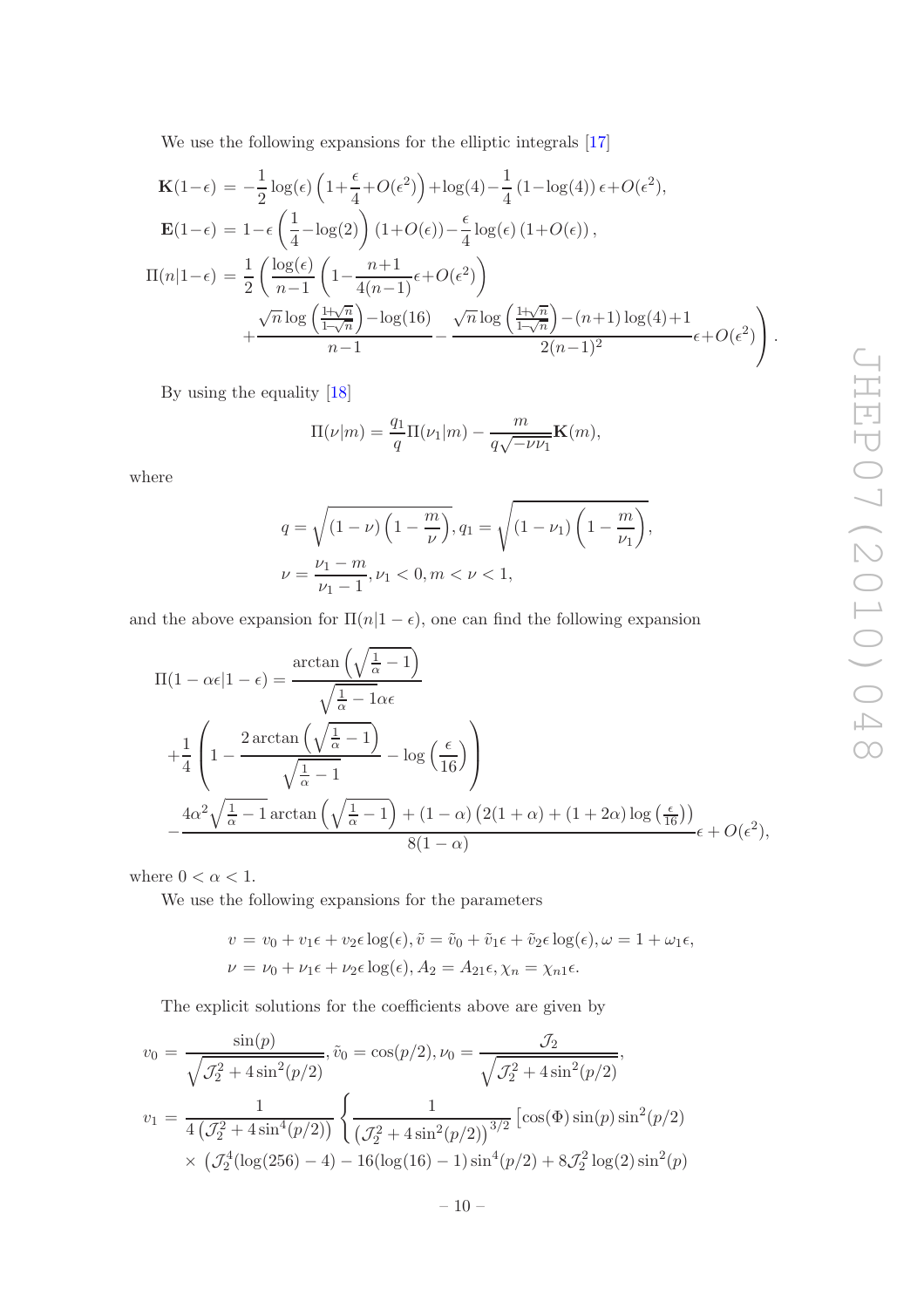We use the following expansions for the elliptic integrals [17]

$$
\begin{aligned}
\mathbf{K}(1-\epsilon) &= -\frac{1}{2}\log(\epsilon)\left(1+\frac{\epsilon}{4}+O(\epsilon^2)\right)+\log(4)-\frac{1}{4}\left(1-\log(4)\right)\epsilon+O(\epsilon^2),\\
\mathbf{E}(1-\epsilon) &= 1-\epsilon\left(\frac{1}{4}-\log(2)\right)(1+O(\epsilon))-\frac{\epsilon}{4}\log(\epsilon)\left(1+O(\epsilon)\right),\\
\Pi(n|1-\epsilon) &= \frac{1}{2}\left(\frac{\log(\epsilon)}{n-1}\left(1-\frac{n+1}{4(n-1)}\epsilon+O(\epsilon^2)\right)\right.\\
&\quad\left.+\frac{\sqrt{n}\log\left(\frac{1+\sqrt{n}}{1-\sqrt{n}}\right)-\log(16)}{n-1}-\frac{\sqrt{n}\log\left(\frac{1+\sqrt{n}}{1-\sqrt{n}}\right)-(n+1)\log(4)+1}{2(n-1)^2}\epsilon+O(\epsilon^2)\right).
\end{aligned}
$$

By using the equality [18]

$$
\Pi(\nu|m)=\frac{q_1}{q}\Pi(\nu_1|m)-\frac{m}{q\sqrt{-\nu\nu_1}}\mathbf{K}(m),
$$

where

$$
\begin{aligned}
&q=\sqrt{(1-\nu)\left(1-\frac{m}{\nu}\right)}, q_1=\sqrt{(1-\nu_1)\left(1-\frac{m}{\nu_1}\right)},\\
&\nu=\frac{\nu_1-m}{\nu_1-1}, \nu_1<0, m<\nu<1,
\end{aligned}
$$

and the above expansion for $\Pi(n|1-\epsilon)$, one can find the following expansion

$$
\begin{aligned}
\Pi(1-\alpha\epsilon|1-\epsilon) &= \frac{\arctan\left(\sqrt{\frac{1}{\alpha}-1}\right)}{\sqrt{\frac{1}{\alpha}-1}\alpha\epsilon}\\
&+\frac{1}{4}\left(1-\frac{2\arctan\left(\sqrt{\frac{1}{\alpha}-1}\right)}{\sqrt{\frac{1}{\alpha}-1}}-\log\left(\frac{\epsilon}{16}\right)\right)\\
&-\frac{4\alpha^2\sqrt{\frac{1}{\alpha}-1}\arctan\left(\sqrt{\frac{1}{\alpha}-1}\right)+(1-\alpha)\left(2(1+\alpha)+(1+2\alpha)\log\left(\frac{\epsilon}{16}\right)\right)}{8(1-\alpha)}\epsilon+O(\epsilon^2),
\end{aligned}
$$

where $0<\alpha<1$.

We use the following expansions for the parameters

$$
\begin{aligned}
&v=v_0+v_1\epsilon+v_2\epsilon\log(\epsilon), \tilde{v}=\tilde{v}_0+\tilde{v}_1\epsilon+\tilde{v}_2\epsilon\log(\epsilon), \omega=1+\omega_1\epsilon,\\
&\nu=\nu_0+\nu_1\epsilon+\nu_2\epsilon\log(\epsilon), A_2=A_{21}\epsilon, \chi_n=\chi_{n1}\epsilon.
\end{aligned}
$$

The explicit solutions for the coefficients above are given by

$$
\begin{aligned}
v_0 &= \frac{\sin(p)}{\sqrt{\mathcal{J}_2^2+4\sin^2(p/2)}}, \tilde{v}_0=\cos(p/2), \nu_0=\frac{\mathcal{J}_2}{\sqrt{\mathcal{J}_2^2+4\sin^2(p/2)}},\\
v_1 &= \frac{1}{4\left(\mathcal{J}_2^2+4\sin^4(p/2)\right)}\left\{\frac{1}{\left(\mathcal{J}_2^2+4\sin^2(p/2)\right)^{3/2}}\left[\cos(\Phi)\sin(p)\sin^2(p/2)\right.\right.\\
&\quad\times\left(\mathcal{J}_2^4(\log(256)-4)-16(\log(16)-1)\sin^4(p/2)+8\mathcal{J}_2^2\log(2)\sin^2(p)\right.
\end{aligned}
$$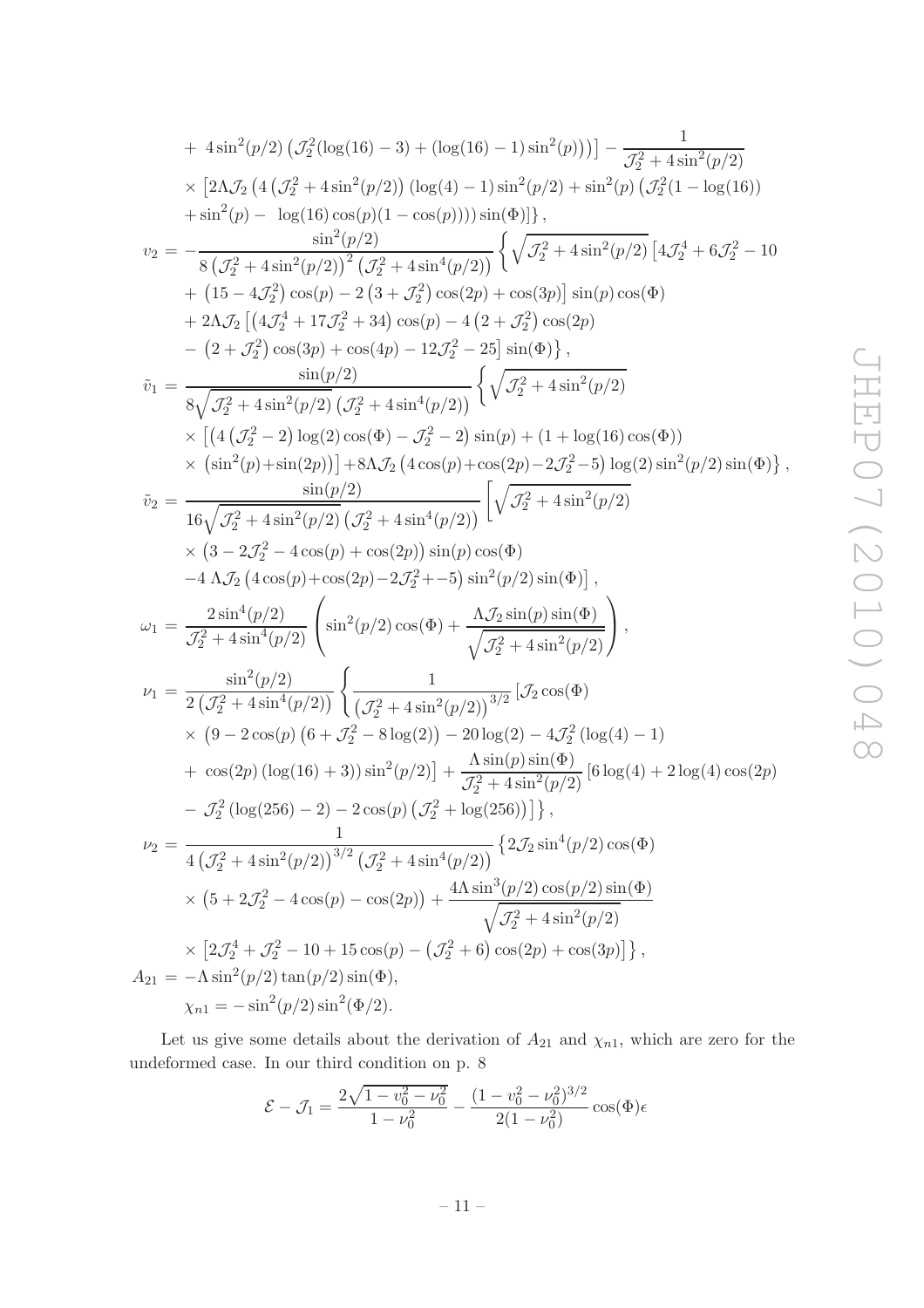$$
\begin{aligned}
&+\ 4\sin^2(p/2)\left(\mathcal{J}_2^2(\log(16)-3)+(\log(16)-1)\sin^2(p)\right)\Big)\Big]-\frac{1}{\mathcal{J}_2^2+4\sin^2(p/2)}\\
&\times\Big[2\Lambda\mathcal{J}_2\Big(4\left(\mathcal{J}_2^2+4\sin^2(p/2)\right)(\log(4)-1)\sin^2(p/2)+\sin^2(p)\left(\mathcal{J}_2^2(1-\log(16))\right.\\
&\left.+\sin^2(p)-\ \log(16)\cos(p)(1-\cos(p))\right)\Big)\sin(\Phi)\Big]\Big\},
\end{aligned}
$$

$$
\begin{aligned}
v_2 =& -\frac{\sin^2(p/2)}{8\left(\mathcal{J}_2^2+4\sin^2(p/2)\right)^2\left(\mathcal{J}_2^2+4\sin^4(p/2)\right)}\Big\{\sqrt{\mathcal{J}_2^2+4\sin^2(p/2)}\,\big[4\mathcal{J}_2^4+6\mathcal{J}_2^2-10\\
&+\left(15-4\mathcal{J}_2^2\right)\cos(p)-2\left(3+\mathcal{J}_2^2\right)\cos(2p)+\cos(3p)\big]\sin(p)\cos(\Phi)\\
&+2\Lambda\mathcal{J}_2\big[\left(4\mathcal{J}_2^4+17\mathcal{J}_2^2+34\right)\cos(p)-4\left(2+\mathcal{J}_2^2\right)\cos(2p)\\
&-\left(2+\mathcal{J}_2^2\right)\cos(3p)+\cos(4p)-12\mathcal{J}_2^2-25\big]\sin(\Phi)\Big\},
\end{aligned}
$$

$$
\begin{aligned}
\tilde{v}_1 =& \frac{\sin(p/2)}{8\sqrt{\mathcal{J}_2^2+4\sin^2(p/2)}\left(\mathcal{J}_2^2+4\sin^4(p/2)\right)}\Big\{\sqrt{\mathcal{J}_2^2+4\sin^2(p/2)}\\
&\times\big[\left(4\left(\mathcal{J}_2^2-2\right)\log(2)\cos(\Phi)-\mathcal{J}_2^2-2\right)\sin(p)+(1+\log(16)\cos(\Phi))\\
&\times\left(\sin^2(p)+\sin(2p)\right)\big]+8\Lambda\mathcal{J}_2\left(4\cos(p)+\cos(2p)-2\mathcal{J}_2^2-5\right)\log(2)\sin^2(p/2)\sin(\Phi)\Big\},
\end{aligned}
$$

$$
\begin{aligned}
\tilde{v}_2 =& \frac{\sin(p/2)}{16\sqrt{\mathcal{J}_2^2+4\sin^2(p/2)}\left(\mathcal{J}_2^2+4\sin^4(p/2)\right)}\Big[\sqrt{\mathcal{J}_2^2+4\sin^2(p/2)}\\
&\times\left(3-2\mathcal{J}_2^2-4\cos(p)+\cos(2p)\right)\sin(p)\cos(\Phi)\\
&-4\,\Lambda\mathcal{J}_2\left(4\cos(p)+\cos(2p)-2\mathcal{J}_2^2+-5\right)\sin^2(p/2)\sin(\Phi)\Big],
\end{aligned}
$$

$$
\omega_1 = \frac{2\sin^4(p/2)}{\mathcal{J}_2^2+4\sin^4(p/2)}\left(\sin^2(p/2)\cos(\Phi)+\frac{\Lambda\mathcal{J}_2\sin(p)\sin(\Phi)}{\sqrt{\mathcal{J}_2^2+4\sin^2(p/2)}}\right),
$$

$$
\begin{aligned}
\nu_1 =& \frac{\sin^2(p/2)}{2\left(\mathcal{J}_2^2+4\sin^4(p/2)\right)}\Big\{\frac{1}{\left(\mathcal{J}_2^2+4\sin^2(p/2)\right)^{3/2}}\big[\mathcal{J}_2\cos(\Phi)\\
&\times\left(9-2\cos(p)\left(6+\mathcal{J}_2^2-8\log(2)\right)-20\log(2)-4\mathcal{J}_2^2\left(\log(4)-1\right)\right.\\
&\left.+\ \cos(2p)\left(\log(16)+3\right)\right)\sin^2(p/2)\big]+\frac{\Lambda\sin(p)\sin(\Phi)}{\mathcal{J}_2^2+4\sin^2(p/2)}\big[6\log(4)+2\log(4)\cos(2p)\\
&-\ \mathcal{J}_2^2\left(\log(256)-2\right)-2\cos(p)\left(\mathcal{J}_2^2+\log(256)\right)\big]\Big\},
\end{aligned}
$$

$$
\begin{aligned}
\nu_2 =& \frac{1}{4\left(\mathcal{J}_2^2+4\sin^2(p/2)\right)^{3/2}\left(\mathcal{J}_2^2+4\sin^4(p/2)\right)}\Big\{2\mathcal{J}_2\sin^4(p/2)\cos(\Phi)\\
&\times\left(5+2\mathcal{J}_2^2-4\cos(p)-\cos(2p)\right)+\frac{4\Lambda\sin^3(p/2)\cos(p/2)\sin(\Phi)}{\sqrt{\mathcal{J}_2^2+4\sin^2(p/2)}}\\
&\times\big[2\mathcal{J}_2^4+\mathcal{J}_2^2-10+15\cos(p)-\left(\mathcal{J}_2^2+6\right)\cos(2p)+\cos(3p)\big]\Big\},
\end{aligned}
$$

$$
A_{21} = -\Lambda\sin^2(p/2)\tan(p/2)\sin(\Phi),
$$

$$
\chi_{n1} = -\sin^2(p/2)\sin^2(\Phi/2).
$$

Let us give some details about the derivation of $A_{21}$ and $\chi_{n1}$, which are zero for the undeformed case. In our third condition on p. 8

$$
\mathcal{E}-\mathcal{J}_1 = \frac{2\sqrt{1-v_0^2-\nu_0^2}}{1-\nu_0^2}-\frac{(1-v_0^2-\nu_0^2)^{3/2}}{2(1-\nu_0^2)}\cos(\Phi)\epsilon
$$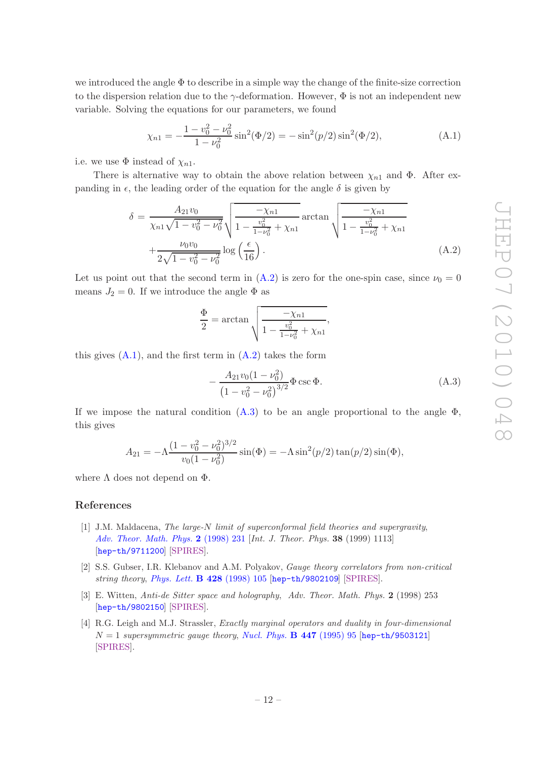we introduced the angle $\Phi$ to describe in a simple way the change of the finite-size correction to the dispersion relation due to the $\gamma$-deformation. However, $\Phi$ is not an independent new variable. Solving the equations for our parameters, we found

$$\chi_{n1} = -\frac{1 - v_0^2 - \nu_0^2}{1 - \nu_0^2} \sin^2(\Phi/2) = -\sin^2(p/2)\sin^2(\Phi/2), \tag{A.1}$$

i.e. we use $\Phi$ instead of $\chi_{n1}$.

There is alternative way to obtain the above relation between $\chi_{n1}$ and $\Phi$. After expanding in $\epsilon$, the leading order of the equation for the angle $\delta$ is given by

$$\begin{aligned}\delta = &\frac{A_{21} v_0}{\chi_{n1}\sqrt{1 - v_0^2 - \nu_0^2}} \sqrt{\frac{-\chi_{n1}}{1 - \frac{v_0^2}{1-\nu_0^2} + \chi_{n1}}} \arctan \sqrt{\frac{-\chi_{n1}}{1 - \frac{v_0^2}{1-\nu_0^2} + \chi_{n1}}} \\ &+ \frac{\nu_0 v_0}{2\sqrt{1 - v_0^2 - \nu_0^2}} \log\left(\frac{\epsilon}{16}\right). \end{aligned}\tag{A.2}$$

Let us point out that the second term in (A.2) is zero for the one-spin case, since $\nu_0 = 0$ means $J_2 = 0$. If we introduce the angle $\Phi$ as

$$\frac{\Phi}{2} = \arctan \sqrt{\frac{-\chi_{n1}}{1 - \frac{v_0^2}{1-\nu_0^2} + \chi_{n1}}},$$

this gives (A.1), and the first term in (A.2) takes the form

$$-\frac{A_{21} v_0 (1 - \nu_0^2)}{\left(1 - v_0^2 - \nu_0^2\right)^{3/2}} \Phi \csc \Phi. \tag{A.3}$$

If we impose the natural condition (A.3) to be an angle proportional to the angle $\Phi$, this gives

$$A_{21} = -\Lambda \frac{(1 - v_0^2 - \nu_0^2)^{3/2}}{v_0 (1 - \nu_0^2)} \sin(\Phi) = -\Lambda \sin^2(p/2)\tan(p/2)\sin(\Phi),$$

where $\Lambda$ does not depend on $\Phi$.

## References

[1] J.M. Maldacena, *The large-N limit of superconformal field theories and supergravity*, *Adv. Theor. Math. Phys.* **2** (1998) 231 [*Int. J. Theor. Phys.* **38** (1999) 1113] [hep-th/9711200] [SPIRES].

[2] S.S. Gubser, I.R. Klebanov and A.M. Polyakov, *Gauge theory correlators from non-critical string theory*, *Phys. Lett.* **B 428** (1998) 105 [hep-th/9802109] [SPIRES].

[3] E. Witten, *Anti-de Sitter space and holography*, *Adv. Theor. Math. Phys.* **2** (1998) 253 [hep-th/9802150] [SPIRES].

[4] R.G. Leigh and M.J. Strassler, *Exactly marginal operators and duality in four-dimensional $N = 1$ supersymmetric gauge theory*, *Nucl. Phys.* **B 447** (1995) 95 [hep-th/9503121] [SPIRES].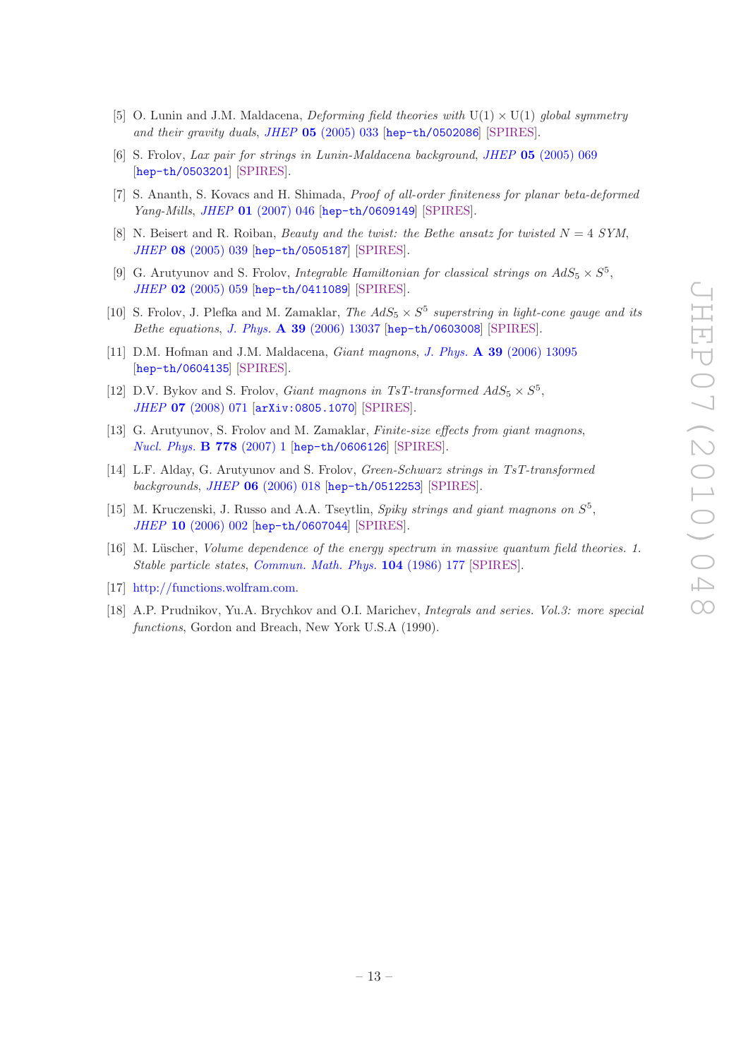[5] O. Lunin and J.M. Maldacena, *Deforming field theories with* U(1) × U(1) *global symmetry and their gravity duals*, *JHEP* **05** (2005) 033 [hep-th/0502086] [SPIRES].

[6] S. Frolov, *Lax pair for strings in Lunin-Maldacena background*, *JHEP* **05** (2005) 069 [hep-th/0503201] [SPIRES].

[7] S. Ananth, S. Kovacs and H. Shimada, *Proof of all-order finiteness for planar beta-deformed Yang-Mills*, *JHEP* **01** (2007) 046 [hep-th/0609149] [SPIRES].

[8] N. Beisert and R. Roiban, *Beauty and the twist: the Bethe ansatz for twisted $N = 4$ SYM*, *JHEP* **08** (2005) 039 [hep-th/0505187] [SPIRES].

[9] G. Arutyunov and S. Frolov, *Integrable Hamiltonian for classical strings on $AdS_5 \times S^5$*, *JHEP* **02** (2005) 059 [hep-th/0411089] [SPIRES].

[10] S. Frolov, J. Plefka and M. Zamaklar, *The $AdS_5 \times S^5$ superstring in light-cone gauge and its Bethe equations*, *J. Phys.* **A 39** (2006) 13037 [hep-th/0603008] [SPIRES].

[11] D.M. Hofman and J.M. Maldacena, *Giant magnons*, *J. Phys.* **A 39** (2006) 13095 [hep-th/0604135] [SPIRES].

[12] D.V. Bykov and S. Frolov, *Giant magnons in TsT-transformed $AdS_5 \times S^5$*, *JHEP* **07** (2008) 071 [arXiv:0805.1070] [SPIRES].

[13] G. Arutyunov, S. Frolov and M. Zamaklar, *Finite-size effects from giant magnons*, *Nucl. Phys.* **B 778** (2007) 1 [hep-th/0606126] [SPIRES].

[14] L.F. Alday, G. Arutyunov and S. Frolov, *Green-Schwarz strings in TsT-transformed backgrounds*, *JHEP* **06** (2006) 018 [hep-th/0512253] [SPIRES].

[15] M. Kruczenski, J. Russo and A.A. Tseytlin, *Spiky strings and giant magnons on $S^5$*, *JHEP* **10** (2006) 002 [hep-th/0607044] [SPIRES].

[16] M. Lüscher, *Volume dependence of the energy spectrum in massive quantum field theories. 1. Stable particle states*, *Commun. Math. Phys.* **104** (1986) 177 [SPIRES].

[17] http://functions.wolfram.com.

[18] A.P. Prudnikov, Yu.A. Brychkov and O.I. Marichev, *Integrals and series. Vol.3: more special functions*, Gordon and Breach, New York U.S.A (1990).